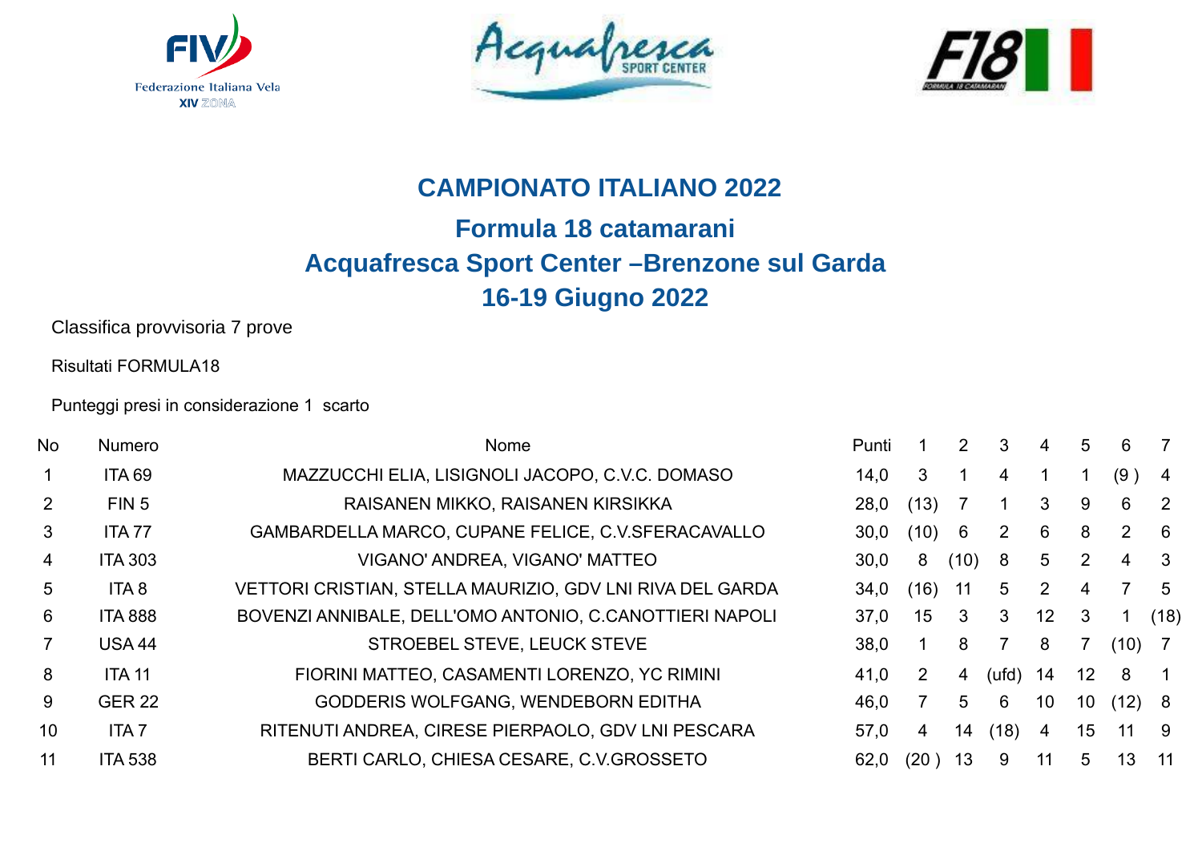# CAMPIONATO ITALIANO 2022

## Formula 18 catamarani

## Acquafresca Sport Center –Brenzone sul Garda

## 16-19 Giugno 2022

Classifica provvisoria 7 prove

Risultati FORMULA18

Punteggi presi in considerazione 1 scarto

| No | Numero | Nome | Punti | 1 | 2 | 3 | 4 | 5 | 6 | 7 |
|---|---|---|---|---|---|---|---|---|---|---|
| 1 | ITA 69 | MAZZUCCHI ELIA, LISIGNOLI JACOPO, C.V.C. DOMASO | 14,0 | 3 | 1 | 4 | 1 | 1 | (9 ) | 4 |
| 2 | FIN 5 | RAISANEN MIKKO, RAISANEN KIRSIKKA | 28,0 | (13) | 7 | 1 | 3 | 9 | 6 | 2 |
| 3 | ITA 77 | GAMBARDELLA MARCO, CUPANE FELICE, C.V.SFERACAVALLO | 30,0 | (10) | 6 | 2 | 6 | 8 | 2 | 6 |
| 4 | ITA 303 | VIGANO' ANDREA, VIGANO' MATTEO | 30,0 | 8 | (10) | 8 | 5 | 2 | 4 | 3 |
| 5 | ITA 8 | VETTORI CRISTIAN, STELLA MAURIZIO, GDV LNI RIVA DEL GARDA | 34,0 | (16) | 11 | 5 | 2 | 4 | 7 | 5 |
| 6 | ITA 888 | BOVENZI ANNIBALE, DELL'OMO ANTONIO, C.CANOTTIERI NAPOLI | 37,0 | 15 | 3 | 3 | 12 | 3 | 1 | (18) |
| 7 | USA 44 | STROEBEL STEVE, LEUCK STEVE | 38,0 | 1 | 8 | 7 | 8 | 7 | (10) | 7 |
| 8 | ITA 11 | FIORINI MATTEO, CASAMENTI LORENZO, YC RIMINI | 41,0 | 2 | 4 | (ufd) | 14 | 12 | 8 | 1 |
| 9 | GER 22 | GODDERIS WOLFGANG, WENDEBORN EDITHA | 46,0 | 7 | 5 | 6 | 10 | 10 | (12) | 8 |
| 10 | ITA 7 | RITENUTI ANDREA, CIRESE PIERPAOLO, GDV LNI PESCARA | 57,0 | 4 | 14 | (18) | 4 | 15 | 11 | 9 |
| 11 | ITA 538 | BERTI CARLO, CHIESA CESARE, C.V.GROSSETO | 62,0 | (20 ) | 13 | 9 | 11 | 5 | 13 | 11 |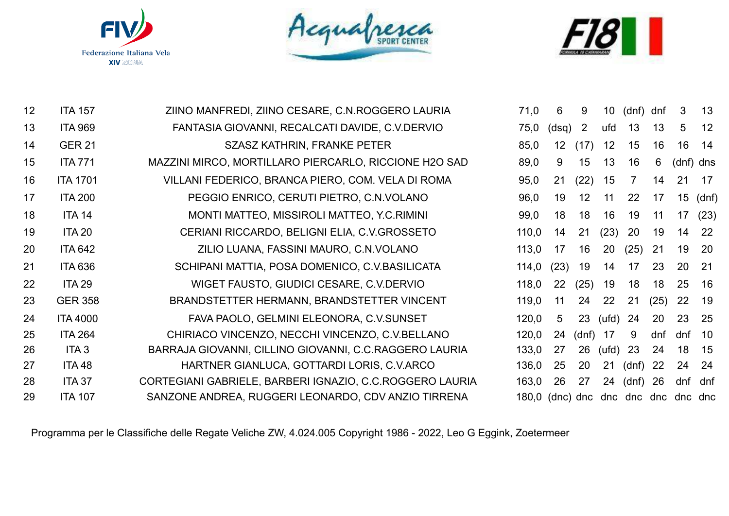| | | | | | | | | | | | |
|---|---|---|---|---|---|---|---|---|---|---|---|
| 12 | ITA 157 | ZIINO MANFREDI, ZIINO CESARE, C.N.ROGGERO LAURIA | 71,0 | 6 | 9 | 10 | (dnf) | dnf | 3 | 13 |
| 13 | ITA 969 | FANTASIA GIOVANNI, RECALCATI DAVIDE, C.V.DERVIO | 75,0 | (dsq) | 2 | ufd | 13 | 13 | 5 | 12 |
| 14 | GER 21 | SZASZ KATHRIN, FRANKE PETER | 85,0 | 12 | (17) | 12 | 15 | 16 | 16 | 14 |
| 15 | ITA 771 | MAZZINI MIRCO, MORTILLARO PIERCARLO, RICCIONE H2O SAD | 89,0 | 9 | 15 | 13 | 16 | 6 | (dnf) | dns |
| 16 | ITA 1701 | VILLANI FEDERICO, BRANCA PIERO, COM. VELA DI ROMA | 95,0 | 21 | (22) | 15 | 7 | 14 | 21 | 17 |
| 17 | ITA 200 | PEGGIO ENRICO, CERUTI PIETRO, C.N.VOLANO | 96,0 | 19 | 12 | 11 | 22 | 17 | 15 | (dnf) |
| 18 | ITA 14 | MONTI MATTEO, MISSIROLI MATTEO, Y.C.RIMINI | 99,0 | 18 | 18 | 16 | 19 | 11 | 17 | (23) |
| 19 | ITA 20 | CERIANI RICCARDO, BELIGNI ELIA, C.V.GROSSETO | 110,0 | 14 | 21 | (23) | 20 | 19 | 14 | 22 |
| 20 | ITA 642 | ZILIO LUANA, FASSINI MAURO, C.N.VOLANO | 113,0 | 17 | 16 | 20 | (25) | 21 | 19 | 20 |
| 21 | ITA 636 | SCHIPANI MATTIA, POSA DOMENICO, C.V.BASILICATA | 114,0 | (23) | 19 | 14 | 17 | 23 | 20 | 21 |
| 22 | ITA 29 | WIGET FAUSTO, GIUDICI CESARE, C.V.DERVIO | 118,0 | 22 | (25) | 19 | 18 | 18 | 25 | 16 |
| 23 | GER 358 | BRANDSTETTER HERMANN, BRANDSTETTER VINCENT | 119,0 | 11 | 24 | 22 | 21 | (25) | 22 | 19 |
| 24 | ITA 4000 | FAVA PAOLO, GELMINI ELEONORA, C.V.SUNSET | 120,0 | 5 | 23 | (ufd) | 24 | 20 | 23 | 25 |
| 25 | ITA 264 | CHIRIACO VINCENZO, NECCHI VINCENZO, C.V.BELLANO | 120,0 | 24 | (dnf) | 17 | 9 | dnf | dnf | 10 |
| 26 | ITA 3 | BARRAJA GIOVANNI, CILLINO GIOVANNI, C.C.RAGGERO LAURIA | 133,0 | 27 | 26 | (ufd) | 23 | 24 | 18 | 15 |
| 27 | ITA 48 | HARTNER GIANLUCA, GOTTARDI LORIS, C.V.ARCO | 136,0 | 25 | 20 | 21 | (dnf) | 22 | 24 | 24 |
| 28 | ITA 37 | CORTEGIANI GABRIELE, BARBERI IGNAZIO, C.C.ROGGERO LAURIA | 163,0 | 26 | 27 | 24 | (dnf) | 26 | dnf | dnf |
| 29 | ITA 107 | SANZONE ANDREA, RUGGERI LEONARDO, CDV ANZIO TIRRENA | 180,0 | (dnc) | dnc | dnc | dnc | dnc | dnc | dnc |

Programma per le Classifiche delle Regate Veliche ZW, 4.024.005 Copyright 1986 - 2022, Leo G Eggink, Zoetermeer